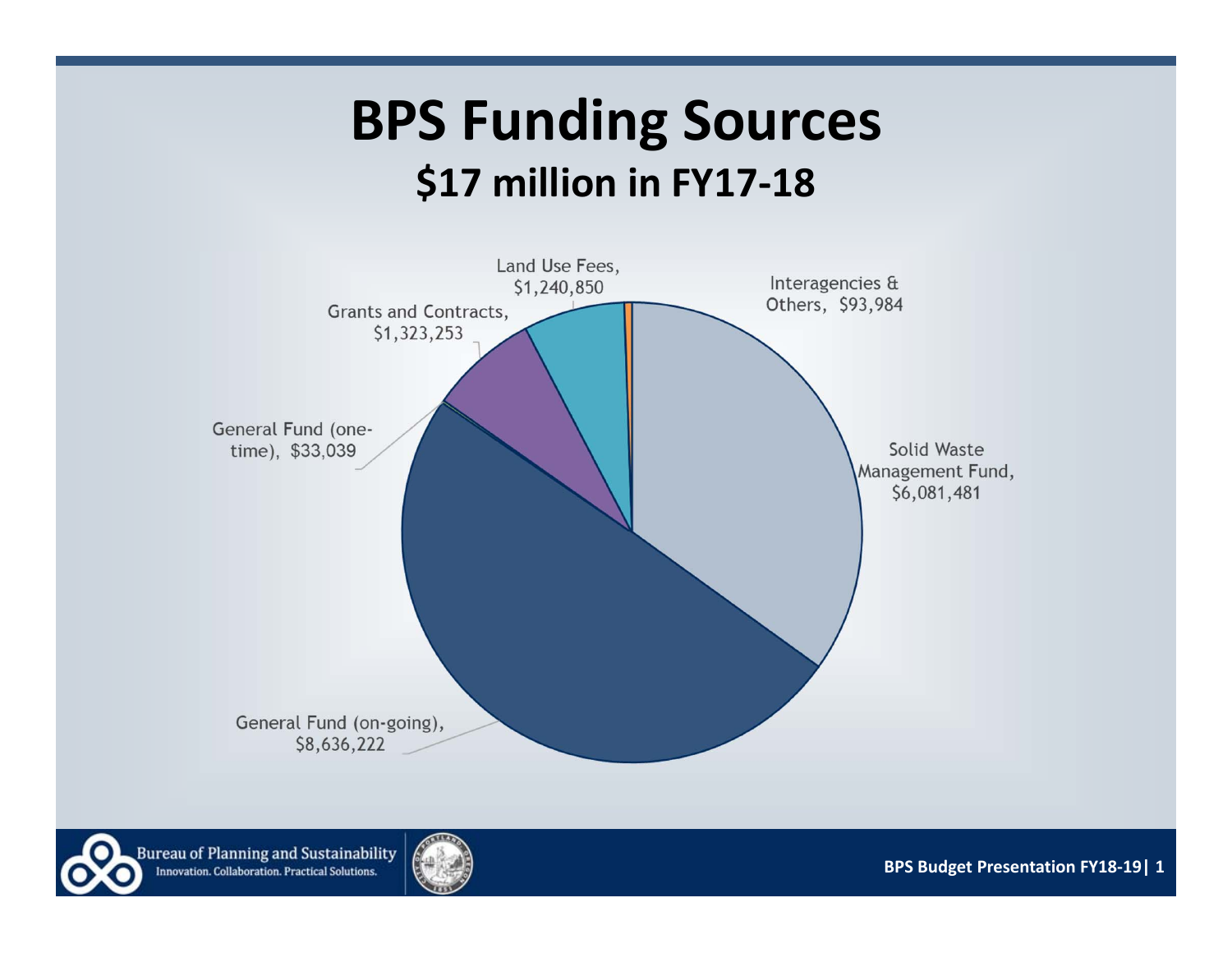# BPS Funding Sources

## $17 million in FY17-18

Land Use Fees, $1,240,850

Interagencies & Others, $93,984

Grants and Contracts, $1,323,253

General Fund (one-time), $33,039

Solid Waste Management Fund, $6,081,481

General Fund (on-going), $8,636,222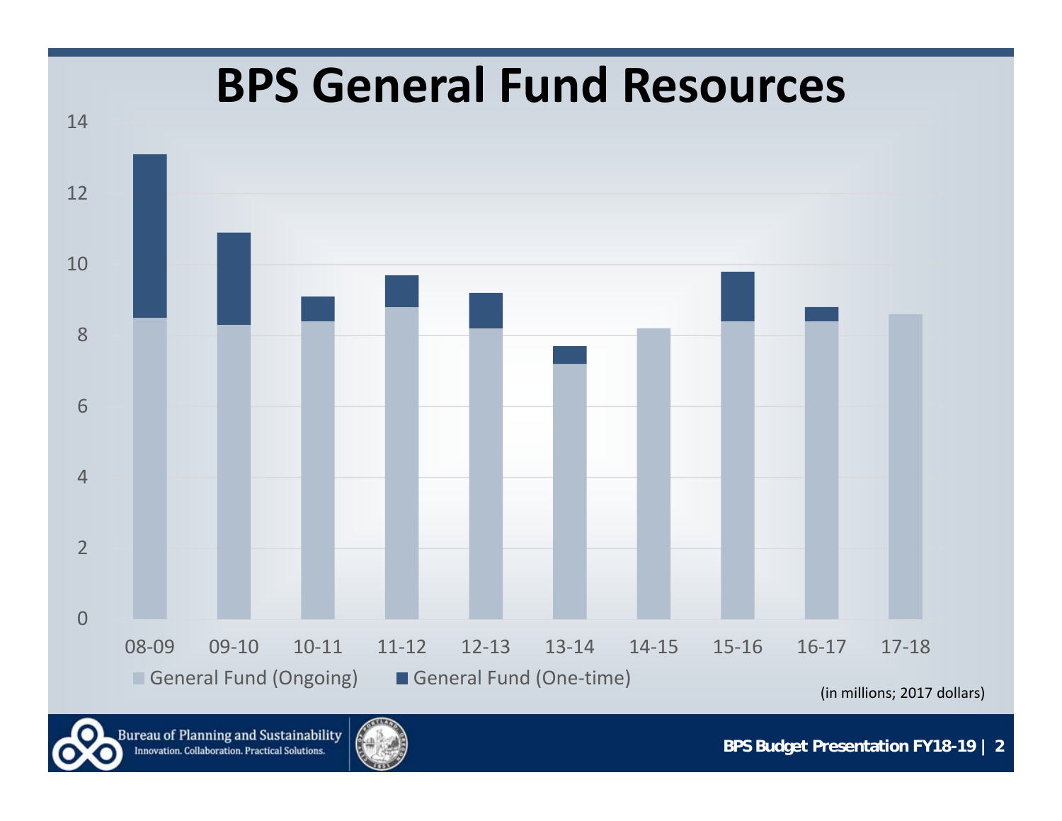# BPS General Fund Resources

14

12

10

8

6

4

2

0

08-09 09-10 10-11 11-12 12-13 13-14 14-15 15-16 16-17 17-18

General Fund (Ongoing) General Fund (One-time)

(in millions; 2017 dollars)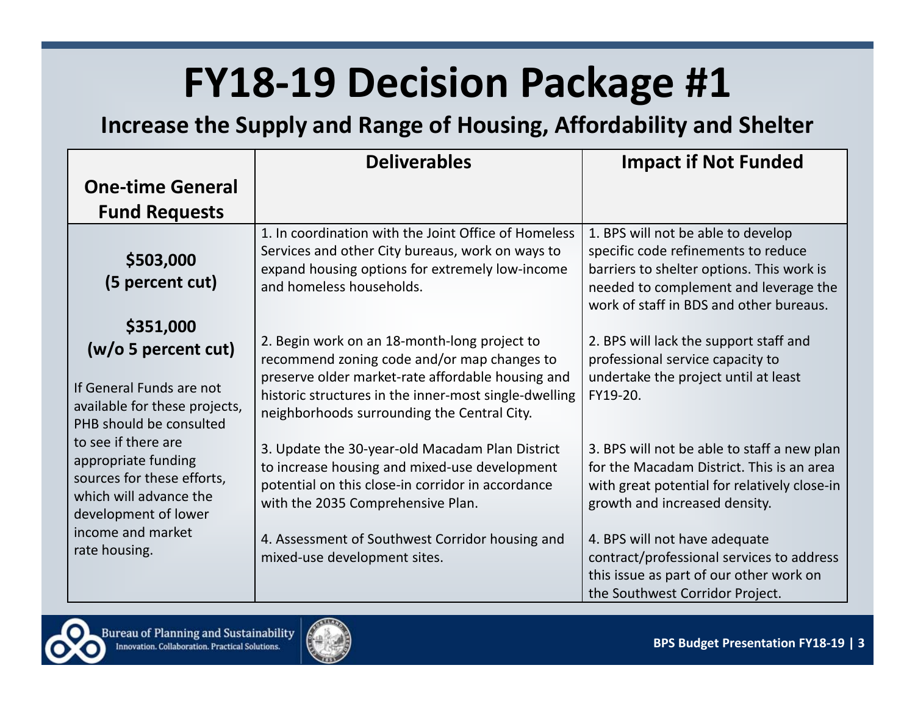# FY18-19 Decision Package #1

## Increase the Supply and Range of Housing, Affordability and Shelter

| One-time General Fund Requests | Deliverables | Impact if Not Funded |
|---|---|---|
| **$503,000 (5 percent cut)**<br><br>**$351,000 (w/o 5 percent cut)**<br><br>If General Funds are not available for these projects, PHB should be consulted to see if there are appropriate funding sources for these efforts, which will advance the development of lower income and market rate housing. | 1. In coordination with the Joint Office of Homeless Services and other City bureaus, work on ways to expand housing options for extremely low-income and homeless households. | 1. BPS will not be able to develop specific code refinements to reduce barriers to shelter options. This work is needed to complement and leverage the work of staff in BDS and other bureaus. |
| | 2. Begin work on an 18-month-long project to recommend zoning code and/or map changes to preserve older market-rate affordable housing and historic structures in the inner-most single-dwelling neighborhoods surrounding the Central City. | 2. BPS will lack the support staff and professional service capacity to undertake the project until at least FY19-20. |
| | 3. Update the 30-year-old Macadam Plan District to increase housing and mixed-use development potential on this close-in corridor in accordance with the 2035 Comprehensive Plan. | 3. BPS will not be able to staff a new plan for the Macadam District. This is an area with great potential for relatively close-in growth and increased density. |
| | 4. Assessment of Southwest Corridor housing and mixed-use development sites. | 4. BPS will not have adequate contract/professional services to address this issue as part of our other work on the Southwest Corridor Project. |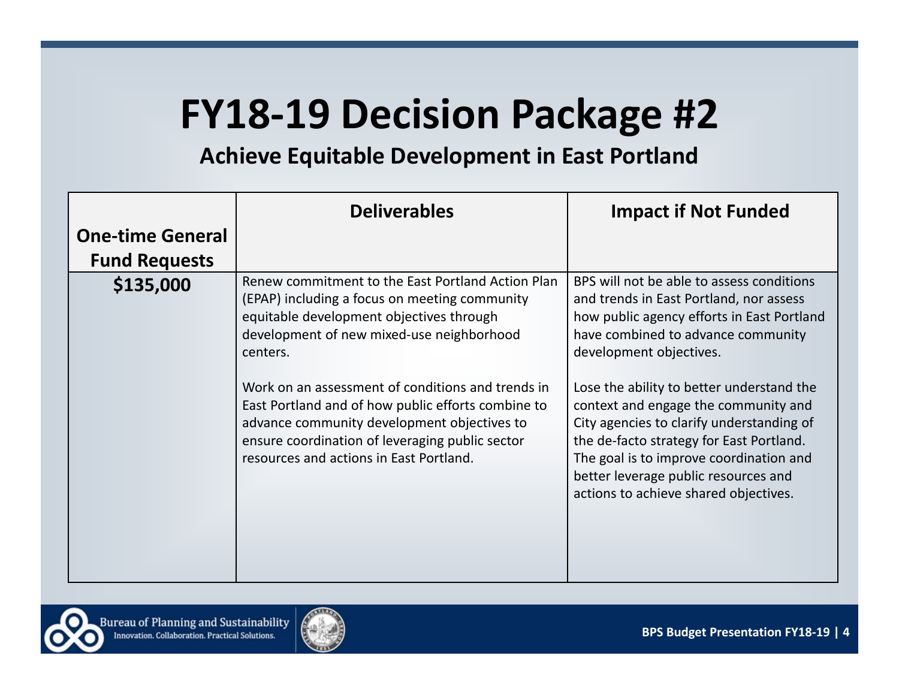# FY18-19 Decision Package #2

## Achieve Equitable Development in East Portland

| One-time General Fund Requests | Deliverables | Impact if Not Funded |
|---|---|---|
| **$135,000** | Renew commitment to the East Portland Action Plan (EPAP) including a focus on meeting community equitable development objectives through development of new mixed-use neighborhood centers.<br><br>Work on an assessment of conditions and trends in East Portland and of how public efforts combine to advance community development objectives to ensure coordination of leveraging public sector resources and actions in East Portland. | BPS will not be able to assess conditions and trends in East Portland, nor assess how public agency efforts in East Portland have combined to advance community development objectives.<br><br>Lose the ability to better understand the context and engage the community and City agencies to clarify understanding of the de-facto strategy for East Portland. The goal is to improve coordination and better leverage public resources and actions to achieve shared objectives. |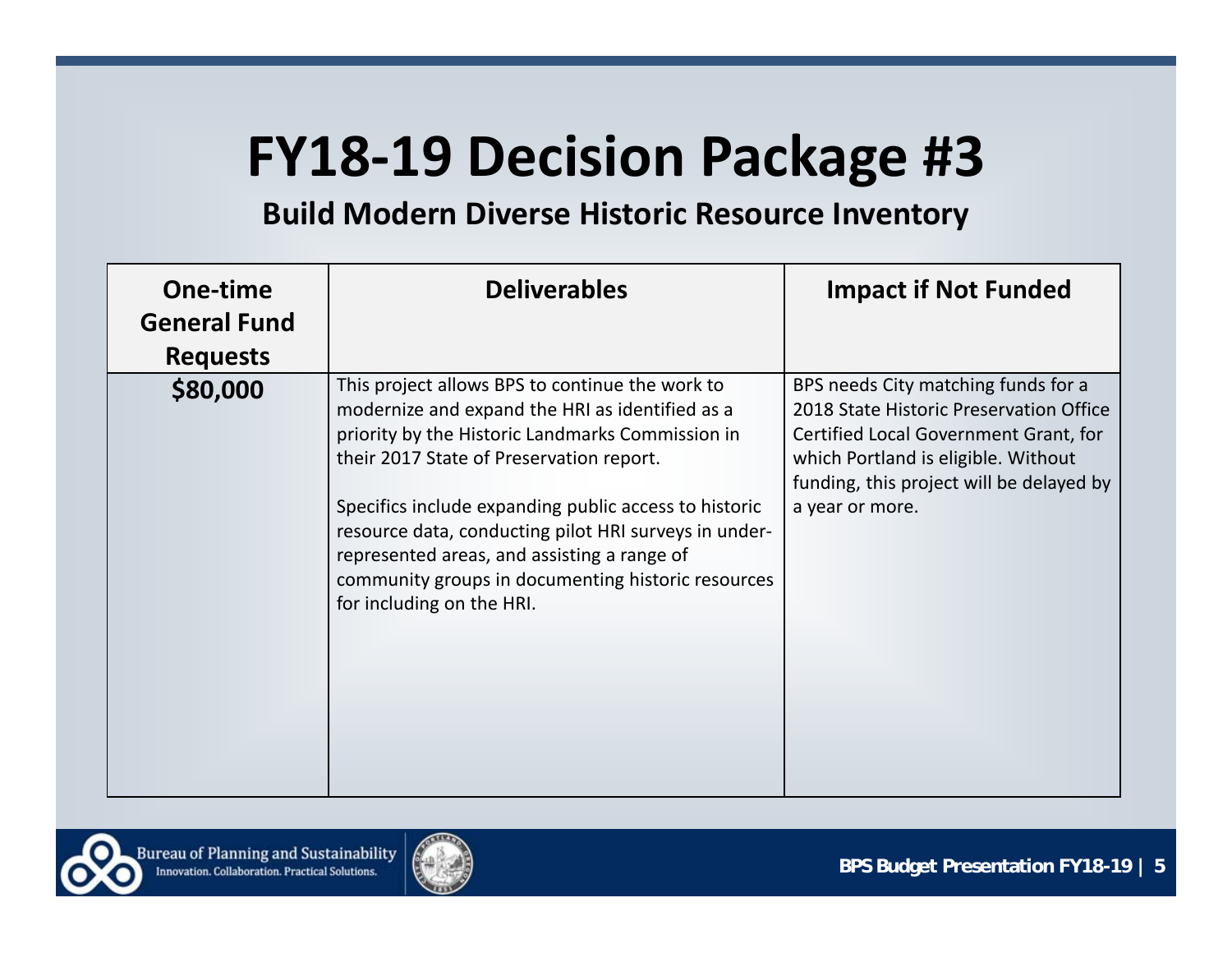# FY18-19 Decision Package #3

## Build Modern Diverse Historic Resource Inventory

| One-time General Fund Requests | Deliverables | Impact if Not Funded |
|---|---|---|
| **$80,000** | This project allows BPS to continue the work to modernize and expand the HRI as identified as a priority by the Historic Landmarks Commission in their 2017 State of Preservation report.<br><br>Specifics include expanding public access to historic resource data, conducting pilot HRI surveys in under-represented areas, and assisting a range of community groups in documenting historic resources for including on the HRI. | BPS needs City matching funds for a 2018 State Historic Preservation Office Certified Local Government Grant, for which Portland is eligible. Without funding, this project will be delayed by a year or more. |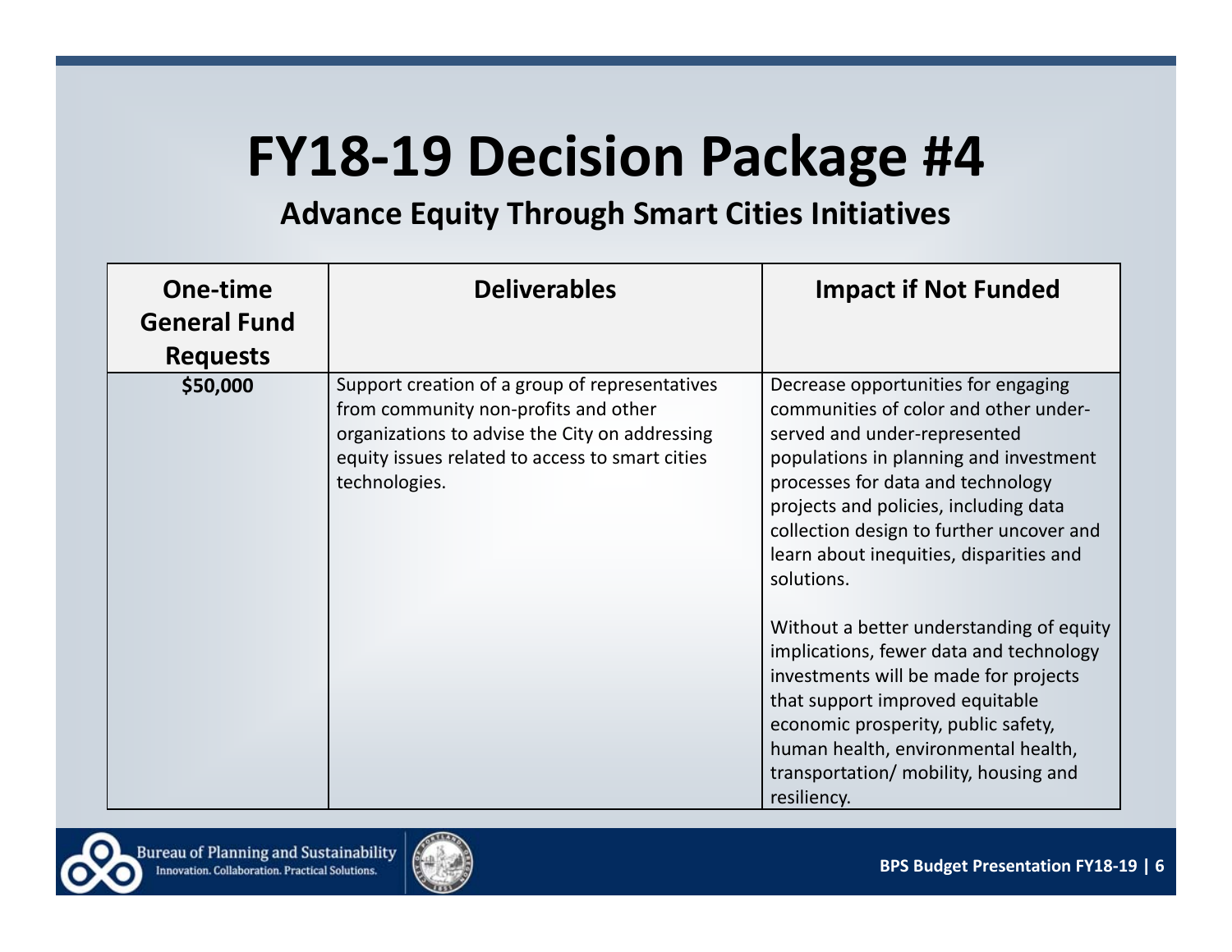# FY18-19 Decision Package #4

## Advance Equity Through Smart Cities Initiatives

| One-time General Fund Requests | Deliverables | Impact if Not Funded |
|---|---|---|
| $50,000 | Support creation of a group of representatives from community non-profits and other organizations to advise the City on addressing equity issues related to access to smart cities technologies. | Decrease opportunities for engaging communities of color and other under-served and under-represented populations in planning and investment processes for data and technology projects and policies, including data collection design to further uncover and learn about inequities, disparities and solutions.<br><br>Without a better understanding of equity implications, fewer data and technology investments will be made for projects that support improved equitable economic prosperity, public safety, human health, environmental health, transportation/ mobility, housing and resiliency. |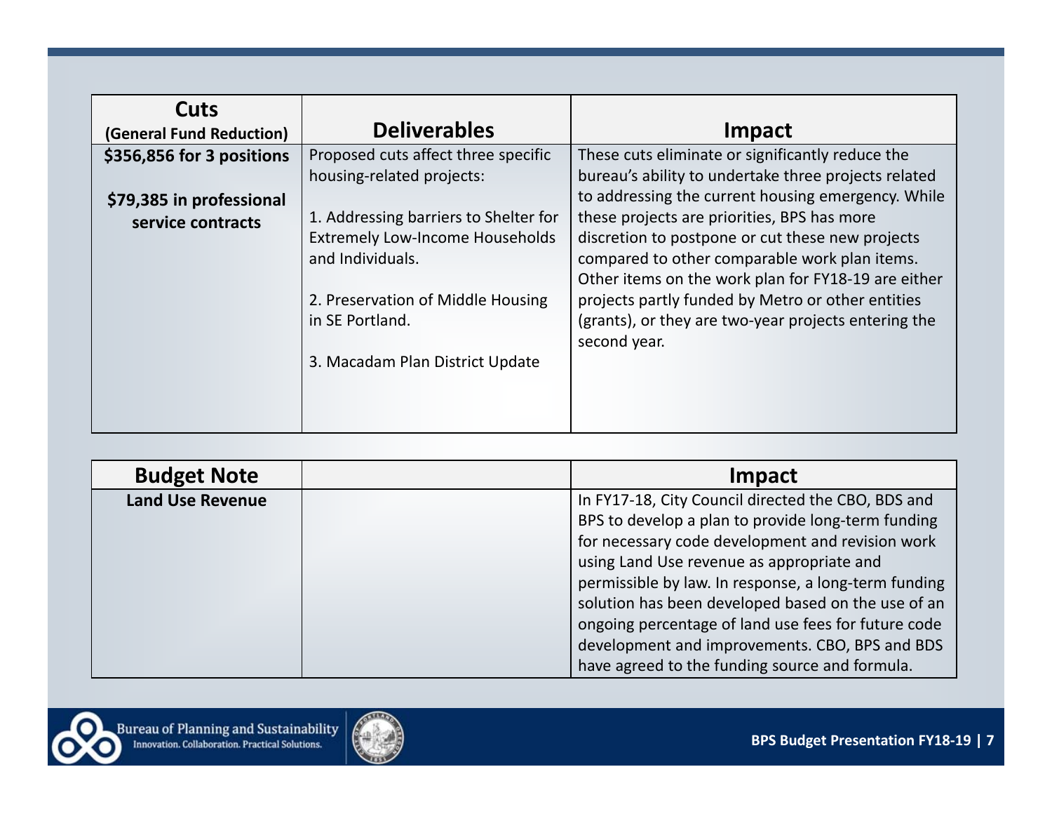| Cuts (General Fund Reduction) | Deliverables | Impact |
|---|---|---|
| **$356,856 for 3 positions**<br><br>**$79,385 in professional service contracts** | Proposed cuts affect three specific housing-related projects:<br><br>1. Addressing barriers to Shelter for Extremely Low-Income Households and Individuals.<br><br>2. Preservation of Middle Housing in SE Portland.<br><br>3. Macadam Plan District Update | These cuts eliminate or significantly reduce the bureau's ability to undertake three projects related to addressing the current housing emergency. While these projects are priorities, BPS has more discretion to postpone or cut these new projects compared to other comparable work plan items. Other items on the work plan for FY18-19 are either projects partly funded by Metro or other entities (grants), or they are two-year projects entering the second year. |

| Budget Note | | Impact |
|---|---|---|
| **Land Use Revenue** | | In FY17-18, City Council directed the CBO, BDS and BPS to develop a plan to provide long-term funding for necessary code development and revision work using Land Use revenue as appropriate and permissible by law. In response, a long-term funding solution has been developed based on the use of an ongoing percentage of land use fees for future code development and improvements. CBO, BPS and BDS have agreed to the funding source and formula. |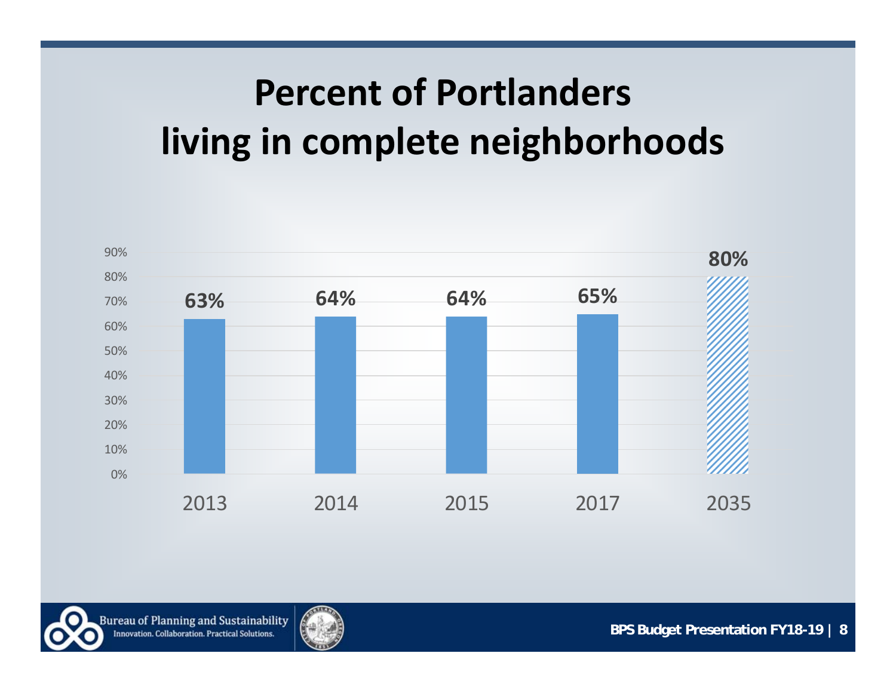# Percent of Portlanders living in complete neighborhoods

| Year | Percent |
|---|---|
| 2013 | 63% |
| 2014 | 64% |
| 2015 | 64% |
| 2017 | 65% |
| 2035 | 80% |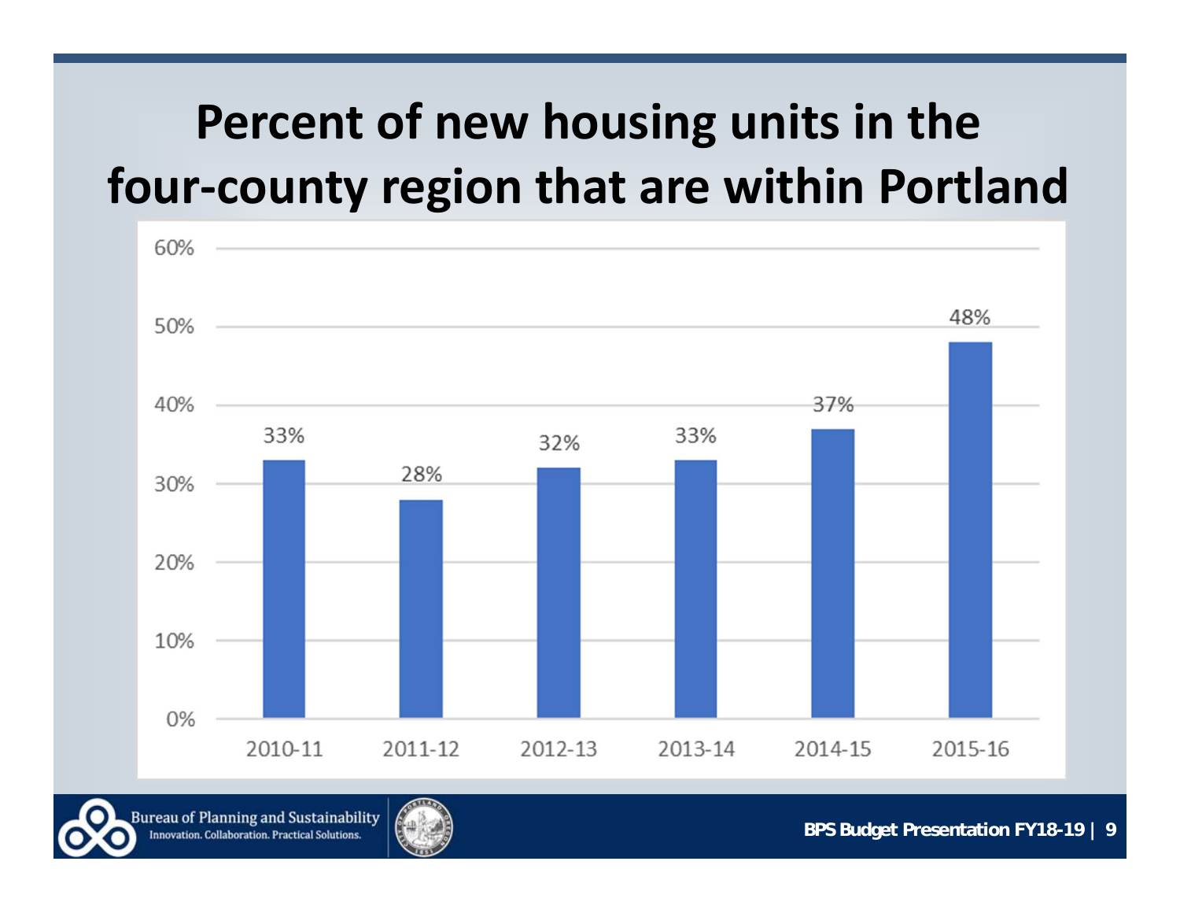# Percent of new housing units in the four-county region that are within Portland

| Year | Percent |
| --- | --- |
| 2010-11 | 33% |
| 2011-12 | 28% |
| 2012-13 | 32% |
| 2013-14 | 33% |
| 2014-15 | 37% |
| 2015-16 | 48% |

Bureau of Planning and Sustainability
Innovation. Collaboration. Practical Solutions.

BPS Budget Presentation FY18-19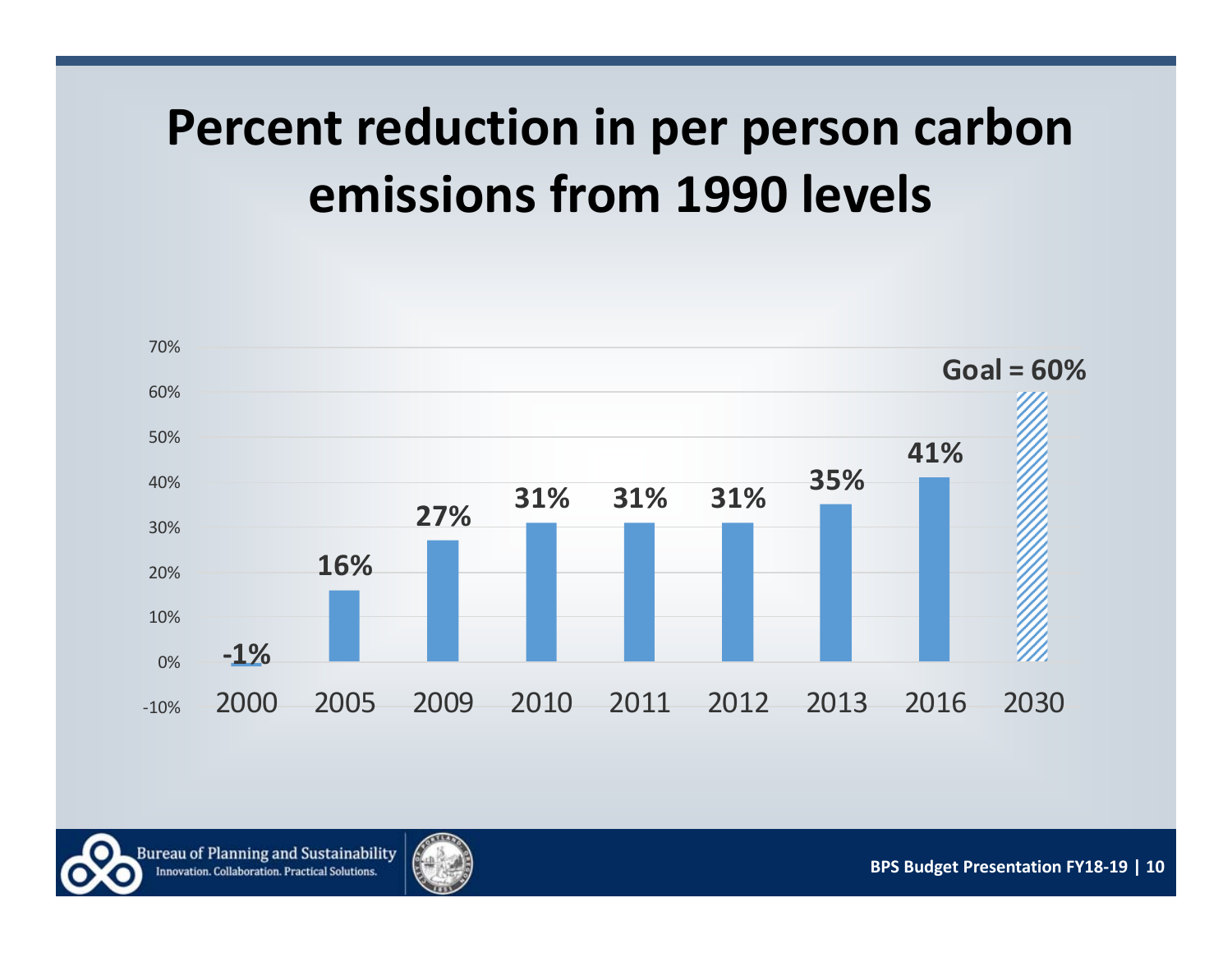# Percent reduction in per person carbon emissions from 1990 levels

| Year | Percent reduction |
|---|---|
| 2000 | -1% |
| 2005 | 16% |
| 2009 | 27% |
| 2010 | 31% |
| 2011 | 31% |
| 2012 | 31% |
| 2013 | 35% |
| 2016 | 41% |
| 2030 | Goal = 60% |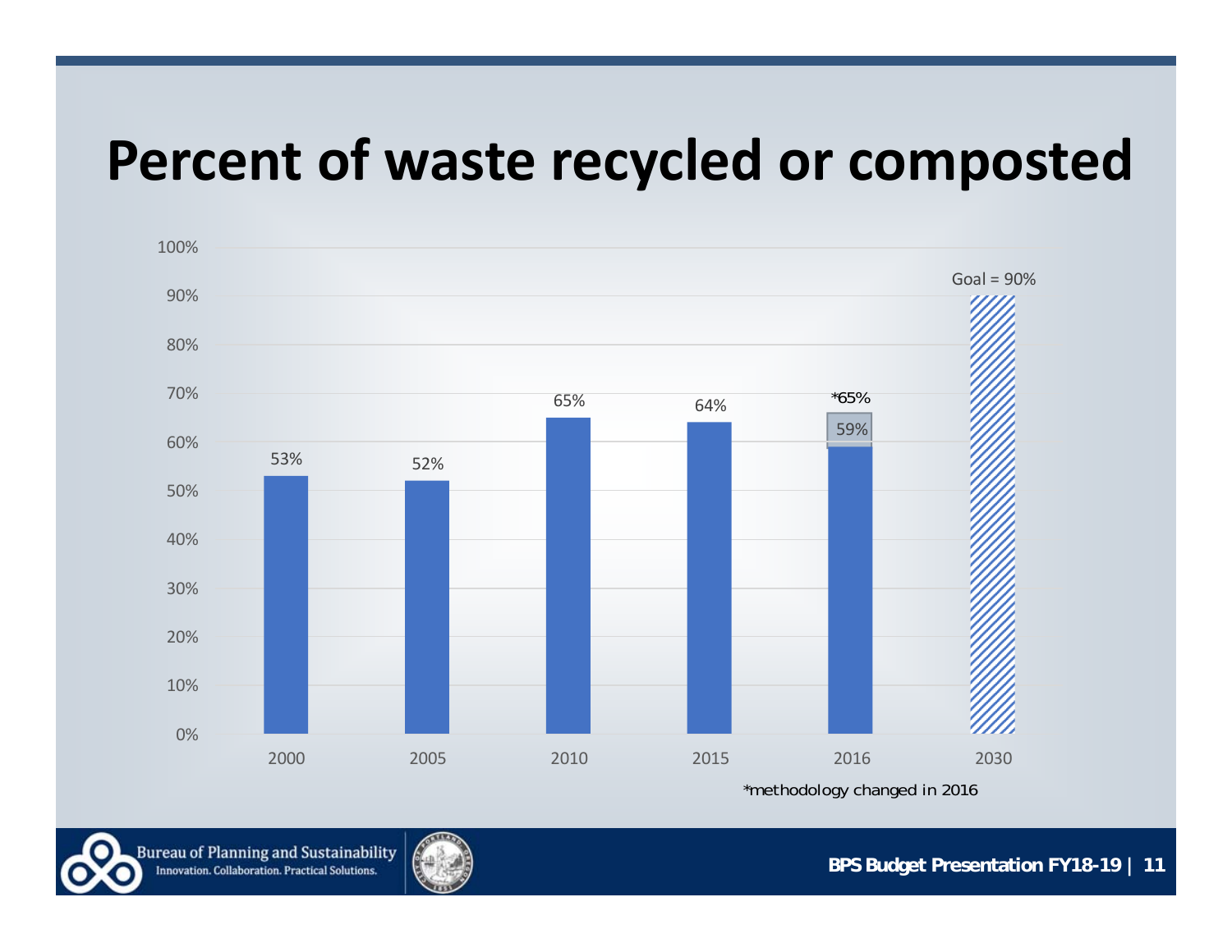# Percent of waste recycled or composted

100%
90%
80%
70%
60%
50%
40%
30%
20%
10%
0%

53%
52%
65%
64%
*65%
59%
Goal = 90%

2000
2005
2010
2015
2016
2030

*methodology changed in 2016